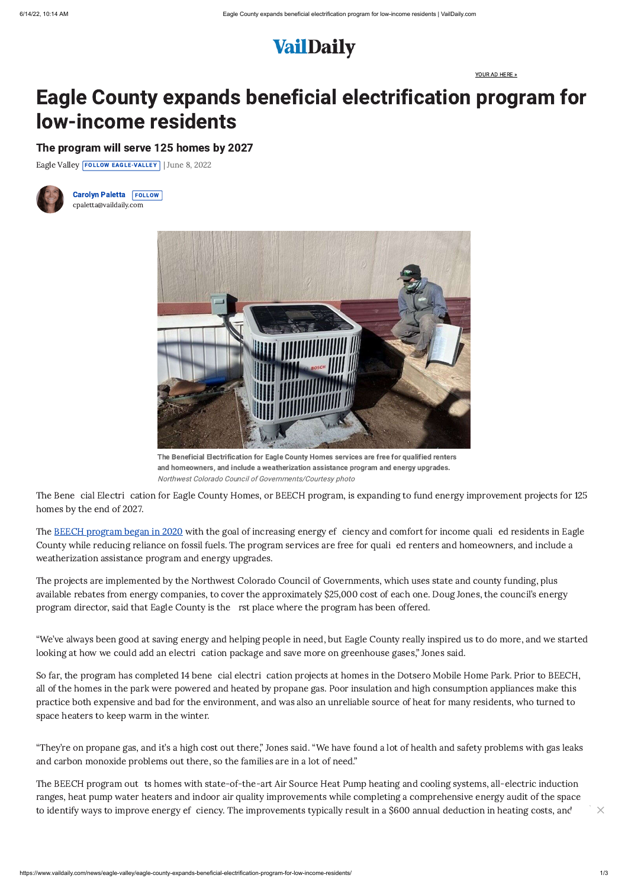# Eagle County expands beneficial electrification program for low-income residents

## The program will serve 125 homes by 2027

Eagle Valley FOLLOW EAGLE-VALLEY | June 8, 2022

**Carolyn Paletta** FOLLOW
cpaletta@vaildaily.com

**The Beneficial Electrification for Eagle County Homes services are free for qualified renters and homeowners, and include a weatherization assistance program and energy upgrades.**
*Northwest Colorado Council of Governments/Courtesy photo*

The Bene cial Electri cation for Eagle County Homes, or BEECH program, is expanding to fund energy improvement projects for 125 homes by the end of 2027.

The [BEECH program began in 2020](#) with the goal of increasing energy ef ciency and comfort for income quali ed residents in Eagle County while reducing reliance on fossil fuels. The program services are free for quali ed renters and homeowners, and include a weatherization assistance program and energy upgrades.

The projects are implemented by the Northwest Colorado Council of Governments, which uses state and county funding, plus available rebates from energy companies, to cover the approximately $25,000 cost of each one. Doug Jones, the council's energy program director, said that Eagle County is the rst place where the program has been offered.

"We've always been good at saving energy and helping people in need, but Eagle County really inspired us to do more, and we started looking at how we could add an electri cation package and save more on greenhouse gases," Jones said.

So far, the program has completed 14 bene cial electri cation projects at homes in the Dotsero Mobile Home Park. Prior to BEECH, all of the homes in the park were powered and heated by propane gas. Poor insulation and high consumption appliances make this practice both expensive and bad for the environment, and was also an unreliable source of heat for many residents, who turned to space heaters to keep warm in the winter.

"They're on propane gas, and it's a high cost out there," Jones said. "We have found a lot of health and safety problems with gas leaks and carbon monoxide problems out there, so the families are in a lot of need."

The BEECH program out ts homes with state-of-the-art Air Source Heat Pump heating and cooling systems, all-electric induction ranges, heat pump water heaters and indoor air quality improvements while completing a comprehensive energy audit of the space to identify ways to improve energy ef ciency. The improvements typically result in a $600 annual deduction in heating costs, and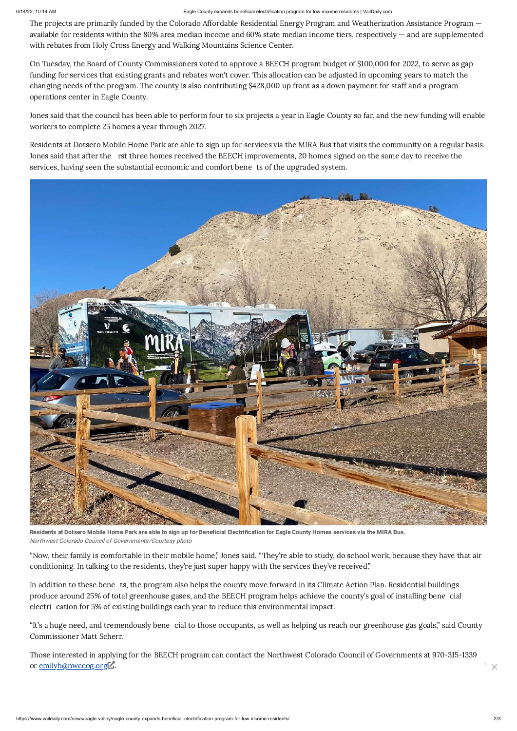The projects are primarily funded by the Colorado Affordable Residential Energy Program and Weatherization Assistance Program — available for residents within the 80% area median income and 60% state median income tiers, respectively — and are supplemented with rebates from Holy Cross Energy and Walking Mountains Science Center.

On Tuesday, the Board of County Commissioners voted to approve a BEECH program budget of $100,000 for 2022, to serve as gap funding for services that existing grants and rebates won't cover. This allocation can be adjusted in upcoming years to match the changing needs of the program. The county is also contributing $428,000 up front as a down payment for staff and a program operations center in Eagle County.

Jones said that the council has been able to perform four to six projects a year in Eagle County so far, and the new funding will enable workers to complete 25 homes a year through 2027.

Residents at Dotsero Mobile Home Park are able to sign up for services via the MIRA Bus that visits the community on a regular basis. Jones said that after the first three homes received the BEECH improvements, 20 homes signed on the same day to receive the services, having seen the substantial economic and comfort benefits of the upgraded system.

**Residents at Dotsero Mobile Home Park are able to sign up for Beneficial Electrification for Eagle County Homes services via the MIRA Bus.**
*Northwest Colorado Council of Governments/Courtesy photo*

"Now, their family is comfortable in their mobile home," Jones said. "They're able to study, do school work, because they have that air conditioning. In talking to the residents, they're just super happy with the services they've received."

In addition to these benefits, the program also helps the county move forward in its Climate Action Plan. Residential buildings produce around 25% of total greenhouse gases, and the BEECH program helps achieve the county's goal of installing beneficial electrification for 5% of existing buildings each year to reduce this environmental impact.

"It's a huge need, and tremendously beneficial to those occupants, as well as helping us reach our greenhouse gas goals," said County Commissioner Matt Scherr.

Those interested in applying for the BEECH program can contact the Northwest Colorado Council of Governments at 970-315-1339 or emilyh@nwccog.org.